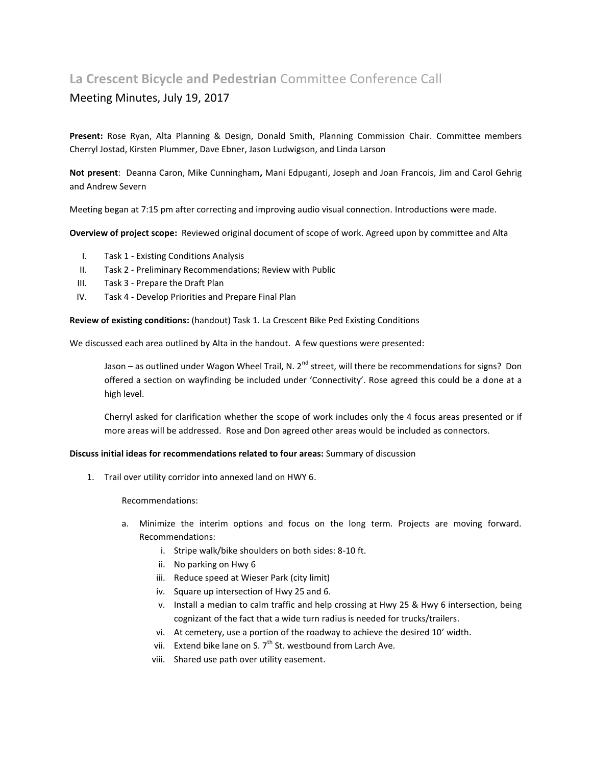# La Crescent Bicycle and Pedestrian Committee Conference Call

## Meeting Minutes, July 19, 2017

**Present:** Rose Ryan, Alta Planning & Design, Donald Smith, Planning Commission Chair. Committee members Cherryl Jostad, Kirsten Plummer, Dave Ebner, Jason Ludwigson, and Linda Larson

**Not present**: Deanna Caron, Mike Cunningham**,** Mani Edpuganti, Joseph and Joan Francois, Jim and Carol Gehrig and Andrew Severn

Meeting began at 7:15 pm after correcting and improving audio visual connection. Introductions were made.

**Overview of project scope:** Reviewed original document of scope of work. Agreed upon by committee and Alta

I. Task 1 - Existing Conditions Analysis
II. Task 2 - Preliminary Recommendations; Review with Public
III. Task 3 - Prepare the Draft Plan
IV. Task 4 - Develop Priorities and Prepare Final Plan

**Review of existing conditions:** (handout) Task 1. La Crescent Bike Ped Existing Conditions

We discussed each area outlined by Alta in the handout. A few questions were presented:

> Jason – as outlined under Wagon Wheel Trail, N. 2nd street, will there be recommendations for signs? Don offered a section on wayfinding be included under 'Connectivity'. Rose agreed this could be a done at a high level.
>
> Cherryl asked for clarification whether the scope of work includes only the 4 focus areas presented or if more areas will be addressed. Rose and Don agreed other areas would be included as connectors.

**Discuss initial ideas for recommendations related to four areas:** Summary of discussion

1. Trail over utility corridor into annexed land on HWY 6.

   Recommendations:

   a. Minimize the interim options and focus on the long term. Projects are moving forward. Recommendations:
      i. Stripe walk/bike shoulders on both sides: 8-10 ft.
      ii. No parking on Hwy 6
      iii. Reduce speed at Wieser Park (city limit)
      iv. Square up intersection of Hwy 25 and 6.
      v. Install a median to calm traffic and help crossing at Hwy 25 & Hwy 6 intersection, being cognizant of the fact that a wide turn radius is needed for trucks/trailers.
      vi. At cemetery, use a portion of the roadway to achieve the desired 10' width.
      vii. Extend bike lane on S. 7th St. westbound from Larch Ave.
      viii. Shared use path over utility easement.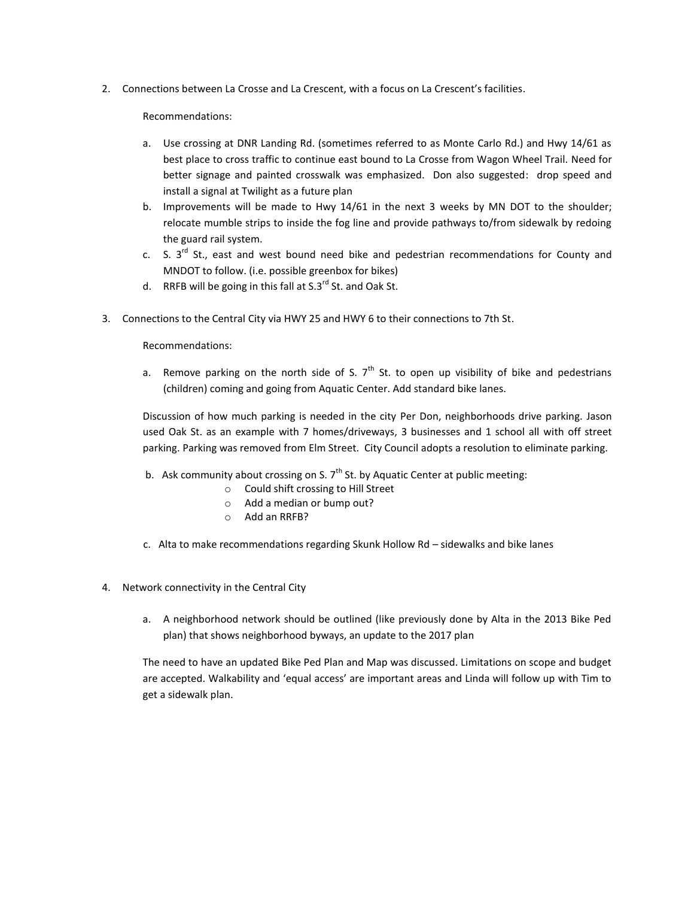2. Connections between La Crosse and La Crescent, with a focus on La Crescent's facilities.

   Recommendations:

   a. Use crossing at DNR Landing Rd. (sometimes referred to as Monte Carlo Rd.) and Hwy 14/61 as best place to cross traffic to continue east bound to La Crosse from Wagon Wheel Trail. Need for better signage and painted crosswalk was emphasized. Don also suggested: drop speed and install a signal at Twilight as a future plan
   b. Improvements will be made to Hwy 14/61 in the next 3 weeks by MN DOT to the shoulder; relocate mumble strips to inside the fog line and provide pathways to/from sidewalk by redoing the guard rail system.
   c. S. 3rd St., east and west bound need bike and pedestrian recommendations for County and MNDOT to follow. (i.e. possible greenbox for bikes)
   d. RRFB will be going in this fall at S.3rd St. and Oak St.

3. Connections to the Central City via HWY 25 and HWY 6 to their connections to 7th St.

   Recommendations:

   a. Remove parking on the north side of S. 7th St. to open up visibility of bike and pedestrians (children) coming and going from Aquatic Center. Add standard bike lanes.

   Discussion of how much parking is needed in the city Per Don, neighborhoods drive parking. Jason used Oak St. as an example with 7 homes/driveways, 3 businesses and 1 school all with off street parking. Parking was removed from Elm Street. City Council adopts a resolution to eliminate parking.

   b. Ask community about crossing on S. 7th St. by Aquatic Center at public meeting:
      - Could shift crossing to Hill Street
      - Add a median or bump out?
      - Add an RRFB?

   c. Alta to make recommendations regarding Skunk Hollow Rd – sidewalks and bike lanes

4. Network connectivity in the Central City

   a. A neighborhood network should be outlined (like previously done by Alta in the 2013 Bike Ped plan) that shows neighborhood byways, an update to the 2017 plan

   The need to have an updated Bike Ped Plan and Map was discussed. Limitations on scope and budget are accepted. Walkability and 'equal access' are important areas and Linda will follow up with Tim to get a sidewalk plan.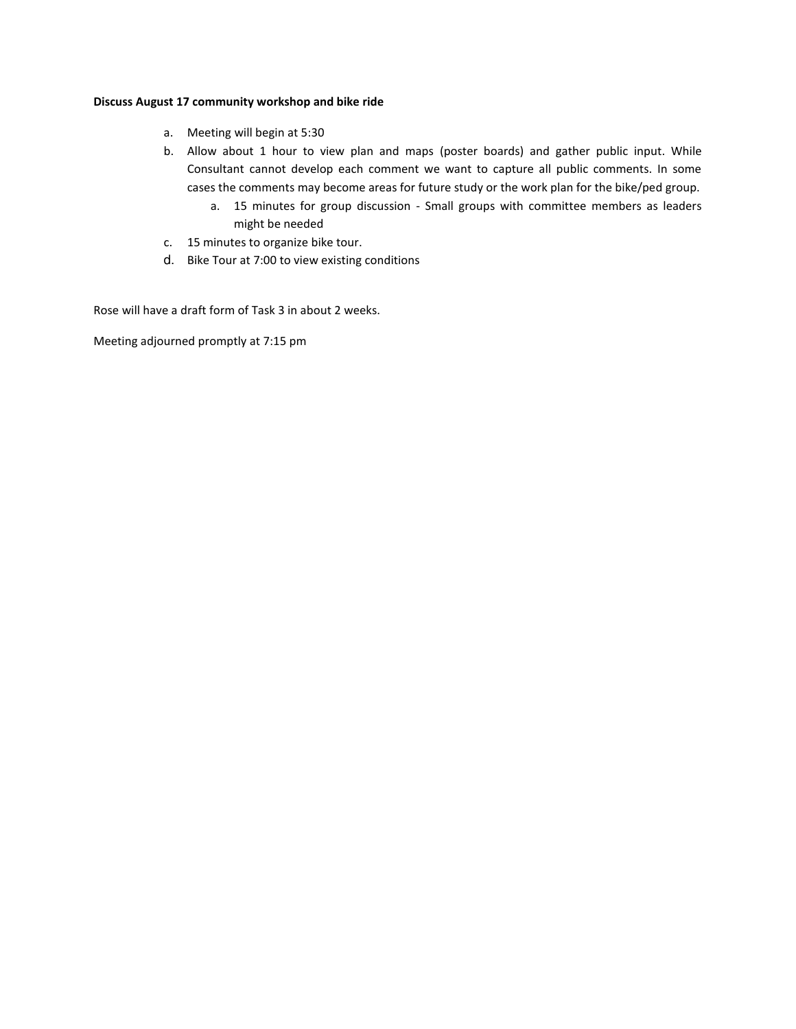**Discuss August 17 community workshop and bike ride**

a. Meeting will begin at 5:30
b. Allow about 1 hour to view plan and maps (poster boards) and gather public input. While Consultant cannot develop each comment we want to capture all public comments. In some cases the comments may become areas for future study or the work plan for the bike/ped group.
    a. 15 minutes for group discussion - Small groups with committee members as leaders might be needed
c. 15 minutes to organize bike tour.
d. Bike Tour at 7:00 to view existing conditions

Rose will have a draft form of Task 3 in about 2 weeks.

Meeting adjourned promptly at 7:15 pm